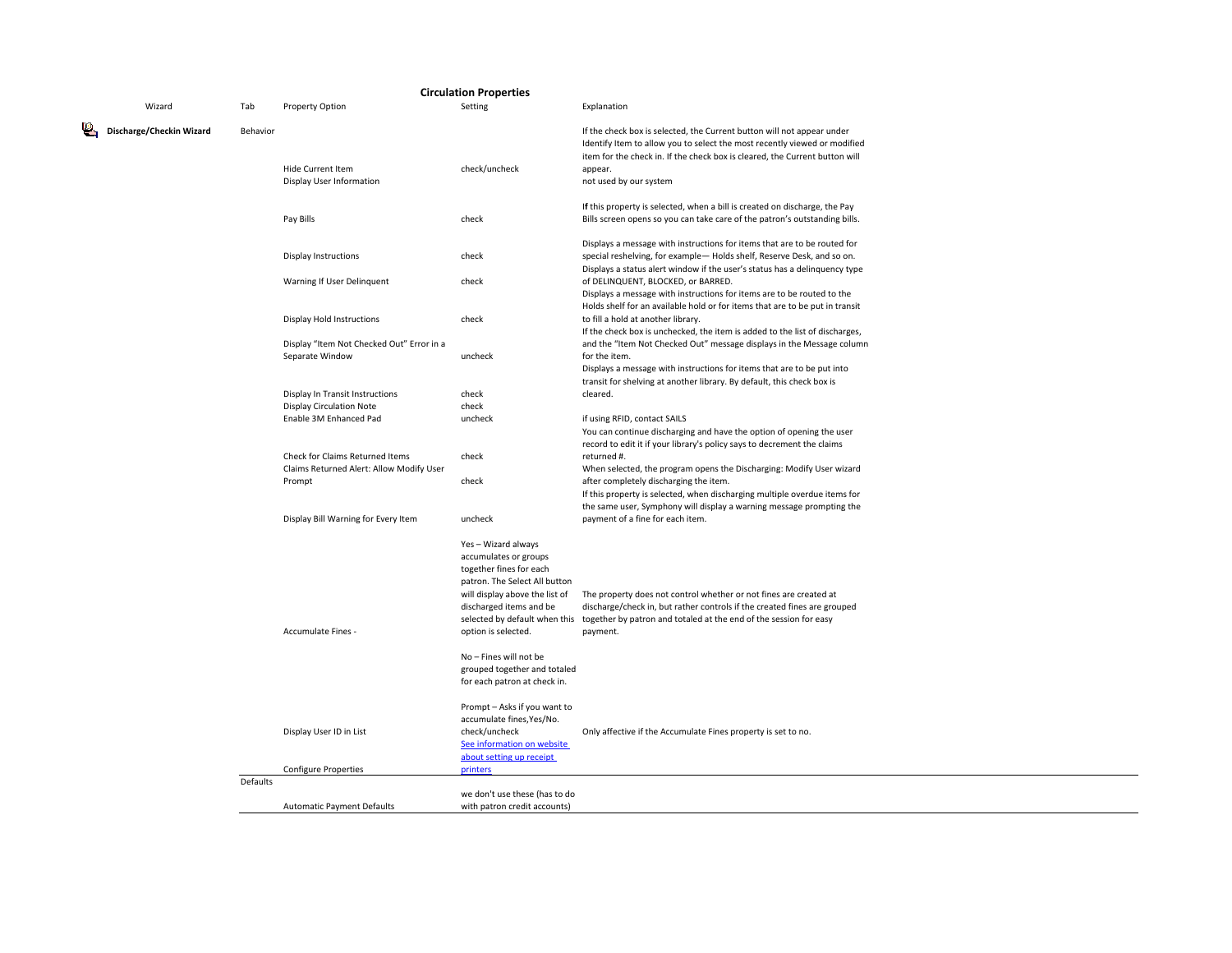# Circulation Properties

| Wizard | Tab | Property Option | Setting | Explanation |
|---|---|---|---|---|
| **Discharge/Checkin Wizard** | Behavior | | | |
| | | Hide Current Item | check/uncheck | If the check box is selected, the Current button will not appear under Identify Item to allow you to select the most recently viewed or modified item for the check in. If the check box is cleared, the Current button will appear. |
| | | Display User Information | | not used by our system |
| | | Pay Bills | check | If this property is selected, when a bill is created on discharge, the Pay Bills screen opens so you can take care of the patron's outstanding bills. |
| | | Display Instructions | check | Displays a message with instructions for items that are to be routed for special reshelving, for example— Holds shelf, Reserve Desk, and so on. |
| | | Warning If User Delinquent | check | Displays a status alert window if the user's status has a delinquency type of DELINQUENT, BLOCKED, or BARRED. |
| | | Display Hold Instructions | check | Displays a message with instructions for items are to be routed to the Holds shelf for an available hold or for items that are to be put in transit to fill a hold at another library. |
| | | Display "Item Not Checked Out" Error in a Separate Window | uncheck | If the check box is unchecked, the item is added to the list of discharges, and the "Item Not Checked Out" message displays in the Message column for the item. |
| | | Display In Transit Instructions | check | Displays a message with instructions for items that are to be put into transit for shelving at another library. By default, this check box is cleared. |
| | | Display Circulation Note | check | |
| | | Enable 3M Enhanced Pad | uncheck | if using RFID, contact SAILS |
| | | Check for Claims Returned Items | check | You can continue discharging and have the option of opening the user record to edit it if your library's policy says to decrement the claims returned #. |
| | | Claims Returned Alert: Allow Modify User Prompt | check | When selected, the program opens the Discharging: Modify User wizard after completely discharging the item. |
| | | Display Bill Warning for Every Item | uncheck | If this property is selected, when discharging multiple overdue items for the same user, Symphony will display a warning message prompting the payment of a fine for each item. |
| | | Accumulate Fines - | Yes – Wizard always accumulates or groups together fines for each patron. The Select All button will display above the list of discharged items and be selected by default when this option is selected.<br><br>No – Fines will not be grouped together and totaled for each patron at check in.<br><br>Prompt – Asks if you want to accumulate fines,Yes/No. | The property does not control whether or not fines are created at discharge/check in, but rather controls if the created fines are grouped together by patron and totaled at the end of the session for easy payment. |
| | | Display User ID in List | check/uncheck | Only affective if the Accumulate Fines property is set to no. |
| | | Configure Properties | [See information on website about setting up receipt printers]() | |
| | Defaults | | | |
| | | Automatic Payment Defaults | we don't use these (has to do with patron credit accounts) | |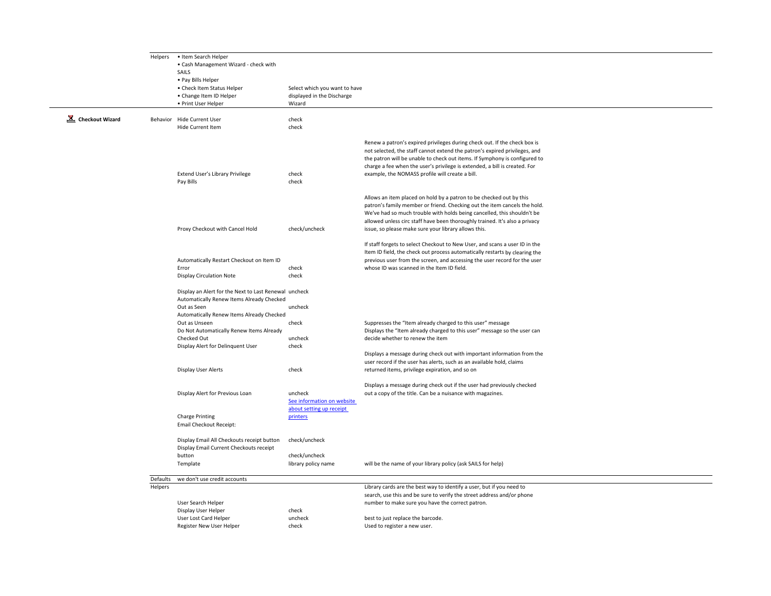| Wizard | Section | Setting | Value | Notes |
|---|---|---|---|---|
| | Helpers | • Item Search Helper<br>• Cash Management Wizard - check with SAILS<br>• Pay Bills Helper<br>• Check Item Status Helper<br>• Change Item ID Helper<br>• Print User Helper | Select which you want to have displayed in the Discharge Wizard | |
| **Checkout Wizard** | Behavior | Hide Current User | check | |
| | | Hide Current Item | check | |
| | | Extend User's Library Privilege | check | Renew a patron's expired privileges during check out. If the check box is not selected, the staff cannot extend the patron's expired privileges, and the patron will be unable to check out items. If Symphony is configured to charge a fee when the user's privilege is extended, a bill is created. For example, the NOMASS profile will create a bill. |
| | | Pay Bills | check | |
| | | Proxy Checkout with Cancel Hold | check/uncheck | Allows an item placed on hold by a patron to be checked out by this patron's family member or friend. Checking out the item cancels the hold. We've had so much trouble with holds being cancelled, this shouldn't be allowed unless circ staff have been thoroughly trained. It's also a privacy issue, so please make sure your library allows this. |
| | | Automatically Restart Checkout on Item ID Error | check | If staff forgets to select Checkout to New User, and scans a user ID in the Item ID field, the check out process automatically restarts by clearing the previous user from the screen, and accessing the user record for the user whose ID was scanned in the Item ID field. |
| | | Display Circulation Note | check | |
| | | Display an Alert for the Next to Last Renewal | uncheck | |
| | | Automatically Renew Items Already Checked Out as Seen | uncheck | |
| | | Automatically Renew Items Already Checked Out as Unseen | check | Suppresses the "Item already charged to this user" message |
| | | Do Not Automatically Renew Items Already Checked Out | uncheck | Displays the "Item already charged to this user" message so the user can decide whether to renew the item |
| | | Display Alert for Delinquent User | check | |
| | | Display User Alerts | check | Displays a message during check out with important information from the user record if the user has alerts, such as an available hold, claims returned items, privilege expiration, and so on |
| | | Display Alert for Previous Loan | uncheck | Displays a message during check out if the user had previously checked out a copy of the title. Can be a nuisance with magazines. |
| | | Charge Printing | See information on website about setting up receipt printers | |
| | | Email Checkout Receipt: | | |
| | | Display Email All Checkouts receipt button | check/uncheck | |
| | | Display Email Current Checkouts receipt button | check/uncheck | |
| | | Template | library policy name | will be the name of your library policy (ask SAILS for help) |
| | Defaults | we don't use credit accounts | | |
| | Helpers | User Search Helper | | Library cards are the best way to identify a user, but if you need to search, use this and be sure to verify the street address and/or phone number to make sure you have the correct patron. |
| | | Display User Helper | check | |
| | | User Lost Card Helper | uncheck | best to just replace the barcode. |
| | | Register New User Helper | check | Used to register a new user. |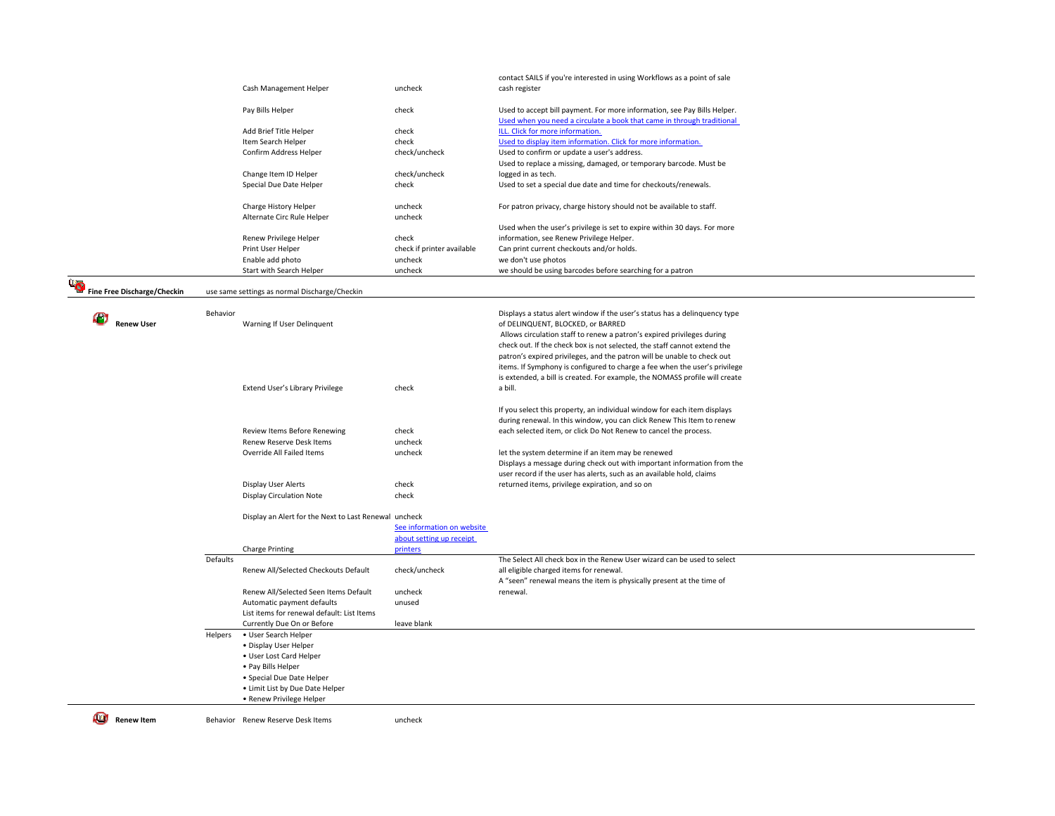| Wizard | Section | Property | Setting | Notes |
|---|---|---|---|---|
| | | Cash Management Helper | uncheck | contact SAILS if you're interested in using Workflows as a point of sale cash register |
| | | Pay Bills Helper | check | Used to accept bill payment. For more information, see Pay Bills Helper. |
| | | Add Brief Title Helper | check | Used when you need a circulate a book that came in through traditional ILL. Click for more information. |
| | | Item Search Helper | check | Used to display item information. Click for more information. |
| | | Confirm Address Helper | check/uncheck | Used to confirm or update a user's address. |
| | | Change Item ID Helper | check/uncheck | Used to replace a missing, damaged, or temporary barcode. Must be logged in as tech. |
| | | Special Due Date Helper | check | Used to set a special due date and time for checkouts/renewals. |
| | | Charge History Helper | uncheck | For patron privacy, charge history should not be available to staff. |
| | | Alternate Circ Rule Helper | uncheck | |
| | | Renew Privilege Helper | check | Used when the user's privilege is set to expire within 30 days. For more information, see Renew Privilege Helper. |
| | | Print User Helper | check if printer available | Can print current checkouts and/or holds. |
| | | Enable add photo | uncheck | we don't use photos |
| | | Start with Search Helper | uncheck | we should be using barcodes before searching for a patron |
| **Fine Free Discharge/Checkin** | use same settings as normal Discharge/Checkin | | | |
| **Renew User** | Behavior | Warning If User Delinquent | | Displays a status alert window if the user's status has a delinquency type of DELINQUENT, BLOCKED, or BARRED |
| | | Extend User's Library Privilege | check | Allows circulation staff to renew a patron's expired privileges during check out. If the check box is not selected, the staff cannot extend the patron's expired privileges, and the patron will be unable to check out items. If Symphony is configured to charge a fee when the user's privilege is extended, a bill is created. For example, the NOMASS profile will create a bill. |
| | | Review Items Before Renewing | check | If you select this property, an individual window for each item displays during renewal. In this window, you can click Renew This Item to renew each selected item, or click Do Not Renew to cancel the process. |
| | | Renew Reserve Desk Items | uncheck | |
| | | Override All Failed Items | uncheck | let the system determine if an item may be renewed |
| | | Display User Alerts | check | Displays a message during check out with important information from the user record if the user has alerts, such as an available hold, claims returned items, privilege expiration, and so on |
| | | Display Circulation Note | check | |
| | | Display an Alert for the Next to Last Renewal | uncheck | |
| | | Charge Printing | See information on website about setting up receipt printers | |
| | Defaults | Renew All/Selected Checkouts Default | check/uncheck | The Select All check box in the Renew User wizard can be used to select all eligible charged items for renewal. |
| | | Renew All/Selected Seen Items Default | uncheck | A "seen" renewal means the item is physically present at the time of renewal. |
| | | Automatic payment defaults | unused | |
| | | List items for renewal default: List Items Currently Due On or Before | leave blank | |
| | Helpers | • User Search Helper<br>• Display User Helper<br>• User Lost Card Helper<br>• Pay Bills Helper<br>• Special Due Date Helper<br>• Limit List by Due Date Helper<br>• Renew Privilege Helper | | |
| **Renew Item** | Behavior | Renew Reserve Desk Items | uncheck | |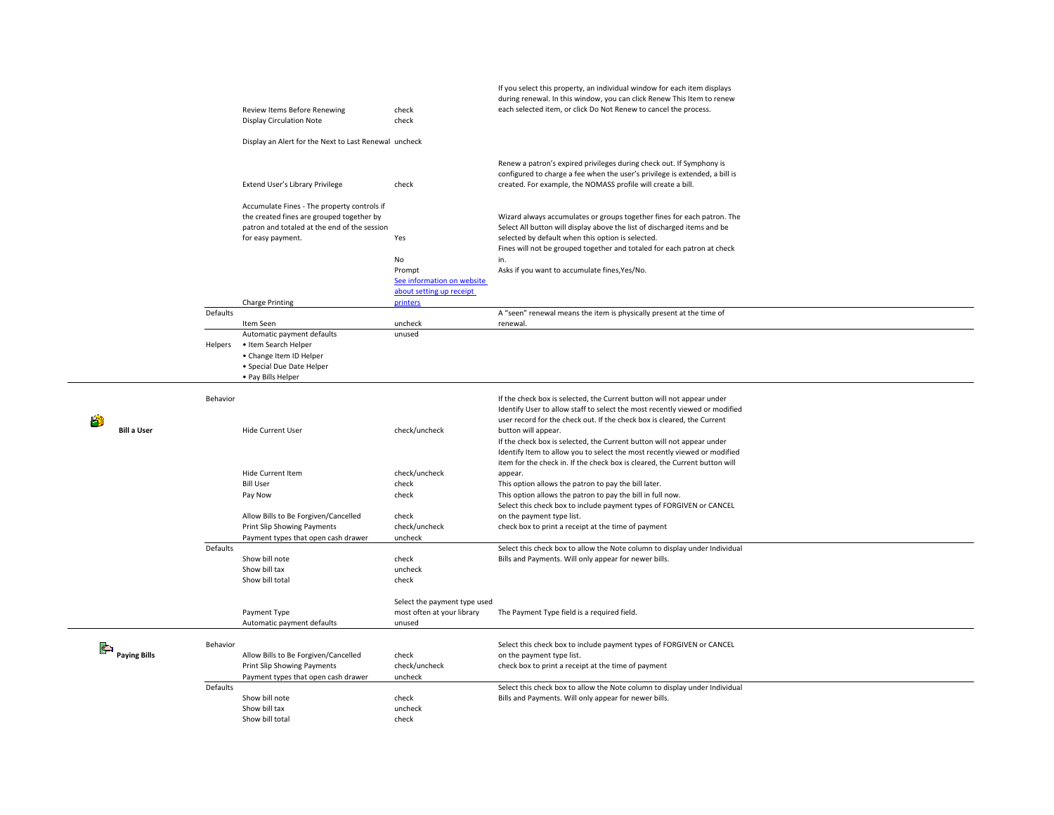| Wizard | Section | Property | Setting | Description |
|---|---|---|---|---|
| | | Review Items Before Renewing | check | If you select this property, an individual window for each item displays during renewal. In this window, you can click Renew This Item to renew each selected item, or click Do Not Renew to cancel the process. |
| | | Display Circulation Note | check | |
| | | Display an Alert for the Next to Last Renewal | uncheck | |
| | | Extend User's Library Privilege | check | Renew a patron's expired privileges during check out. If Symphony is configured to charge a fee when the user's privilege is extended, a bill is created. For example, the NOMASS profile will create a bill. |
| | | Accumulate Fines - The property controls if the created fines are grouped together by patron and totaled at the end of the session for easy payment. | Yes | Wizard always accumulates or groups together fines for each patron. The Select All button will display above the list of discharged items and be selected by default when this option is selected. |
| | | | No | Fines will not be grouped together and totaled for each patron at check in. |
| | | | Prompt | Asks if you want to accumulate fines,Yes/No. |
| | | Charge Printing | [See information on website about setting up receipt printers]() | |
| | Defaults | Item Seen | uncheck | A "seen" renewal means the item is physically present at the time of renewal. |
| | | Automatic payment defaults | unused | |
| | Helpers | • Item Search Helper<br>• Change Item ID Helper<br>• Special Due Date Helper<br>• Pay Bills Helper | | |
| **Bill a User** | Behavior | Hide Current User | check/uncheck | If the check box is selected, the Current button will not appear under Identify User to allow staff to select the most recently viewed or modified user record for the check out. If the check box is cleared, the Current button will appear. |
| | | Hide Current Item | check/uncheck | If the check box is selected, the Current button will not appear under Identify Item to allow you to select the most recently viewed or modified item for the check in. If the check box is cleared, the Current button will appear. |
| | | Bill User | check | This option allows the patron to pay the bill later. |
| | | Pay Now | check | This option allows the patron to pay the bill in full now. |
| | | Allow Bills to Be Forgiven/Cancelled | check | Select this check box to include payment types of FORGIVEN or CANCEL on the payment type list. |
| | | Print Slip Showing Payments | check/uncheck | check box to print a receipt at the time of payment |
| | | Payment types that open cash drawer | uncheck | |
| | Defaults | Show bill note | check | Select this check box to allow the Note column to display under Individual Bills and Payments. Will only appear for newer bills. |
| | | Show bill tax | uncheck | |
| | | Show bill total | check | |
| | | Payment Type | Select the payment type used most often at your library | The Payment Type field is a required field. |
| | | Automatic payment defaults | unused | |
| **Paying Bills** | Behavior | Allow Bills to Be Forgiven/Cancelled | check | Select this check box to include payment types of FORGIVEN or CANCEL on the payment type list. |
| | | Print Slip Showing Payments | check/uncheck | check box to print a receipt at the time of payment |
| | | Payment types that open cash drawer | uncheck | |
| | Defaults | Show bill note | check | Select this check box to allow the Note column to display under Individual Bills and Payments. Will only appear for newer bills. |
| | | Show bill tax | uncheck | |
| | | Show bill total | check | |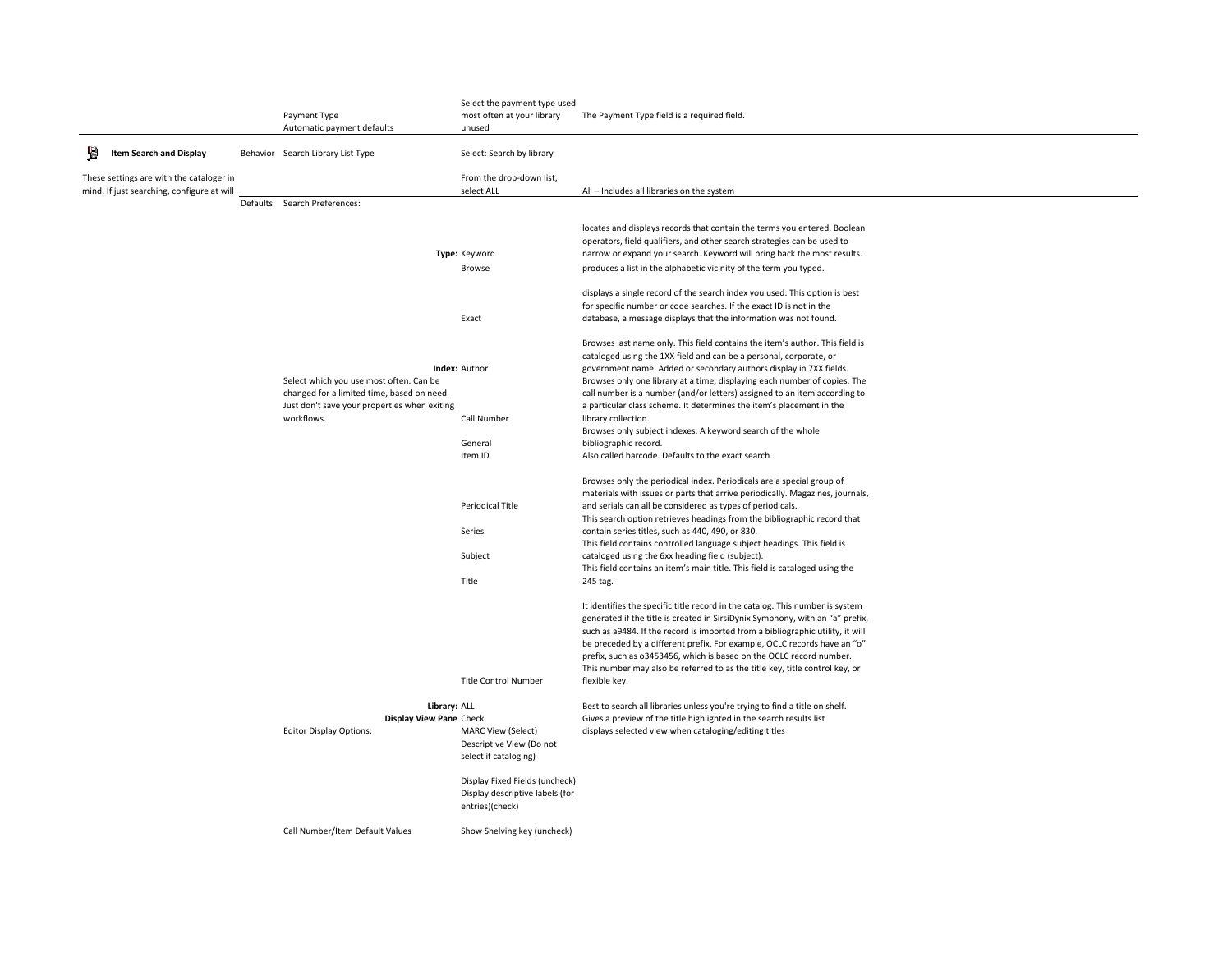| | | | | |
|---|---|---|---|---|
| | | Payment Type<br>Automatic payment defaults | Select the payment type used most often at your library<br>unused | The Payment Type field is a required field. |
| **Item Search and Display** | Behavior | Search Library List Type | Select: Search by library | |
| These settings are with the cataloger in mind. If just searching, configure at will | | | From the drop-down list, select ALL | All – Includes all libraries on the system |
| | Defaults | Search Preferences: | | |
| | | **Type:** | Keyword | locates and displays records that contain the terms you entered. Boolean operators, field qualifiers, and other search strategies can be used to narrow or expand your search. Keyword will bring back the most results. |
| | | | Browse | produces a list in the alphabetic vicinity of the term you typed. |
| | | | Exact | displays a single record of the search index you used. This option is best for specific number or code searches. If the exact ID is not in the database, a message displays that the information was not found. |
| | | **Index:** | Author | Browses last name only. This field contains the item's author. This field is cataloged using the 1XX field and can be a personal, corporate, or government name. Added or secondary authors display in 7XX fields. |
| | | Select which you use most often. Can be changed for a limited time, based on need. Just don't save your properties when exiting workflows. | Call Number | Browses only one library at a time, displaying each number of copies. The call number is a number (and/or letters) assigned to an item according to a particular class scheme. It determines the item's placement in the library collection. |
| | | | General | Browses only subject indexes. A keyword search of the whole bibliographic record. |
| | | | Item ID | Also called barcode. Defaults to the exact search. |
| | | | Periodical Title | Browses only the periodical index. Periodicals are a special group of materials with issues or parts that arrive periodically. Magazines, journals, and serials can all be considered as types of periodicals. |
| | | | Series | This search option retrieves headings from the bibliographic record that contain series titles, such as 440, 490, or 830. |
| | | | Subject | This field contains controlled language subject headings. This field is cataloged using the 6xx heading field (subject). |
| | | | Title | This field contains an item's main title. This field is cataloged using the 245 tag. |
| | | | Title Control Number | It identifies the specific title record in the catalog. This number is system generated if the title is created in SirsiDynix Symphony, with an "a" prefix, such as a9484. If the record is imported from a bibliographic utility, it will be preceded by a different prefix. For example, OCLC records have an "o" prefix, such as o3453456, which is based on the OCLC record number. This number may also be referred to as the title key, title control key, or flexible key. |
| | | **Library:** | ALL | Best to search all libraries unless you're trying to find a title on shelf. |
| | | **Display View Pane** | Check | Gives a preview of the title highlighted in the search results list |
| | | Editor Display Options: | MARC View (Select)<br>Descriptive View (Do not select if cataloging) | displays selected view when cataloging/editing titles |
| | | | Display Fixed Fields (uncheck)<br>Display descriptive labels (for entries)(check) | |
| | | Call Number/Item Default Values | Show Shelving key (uncheck) | |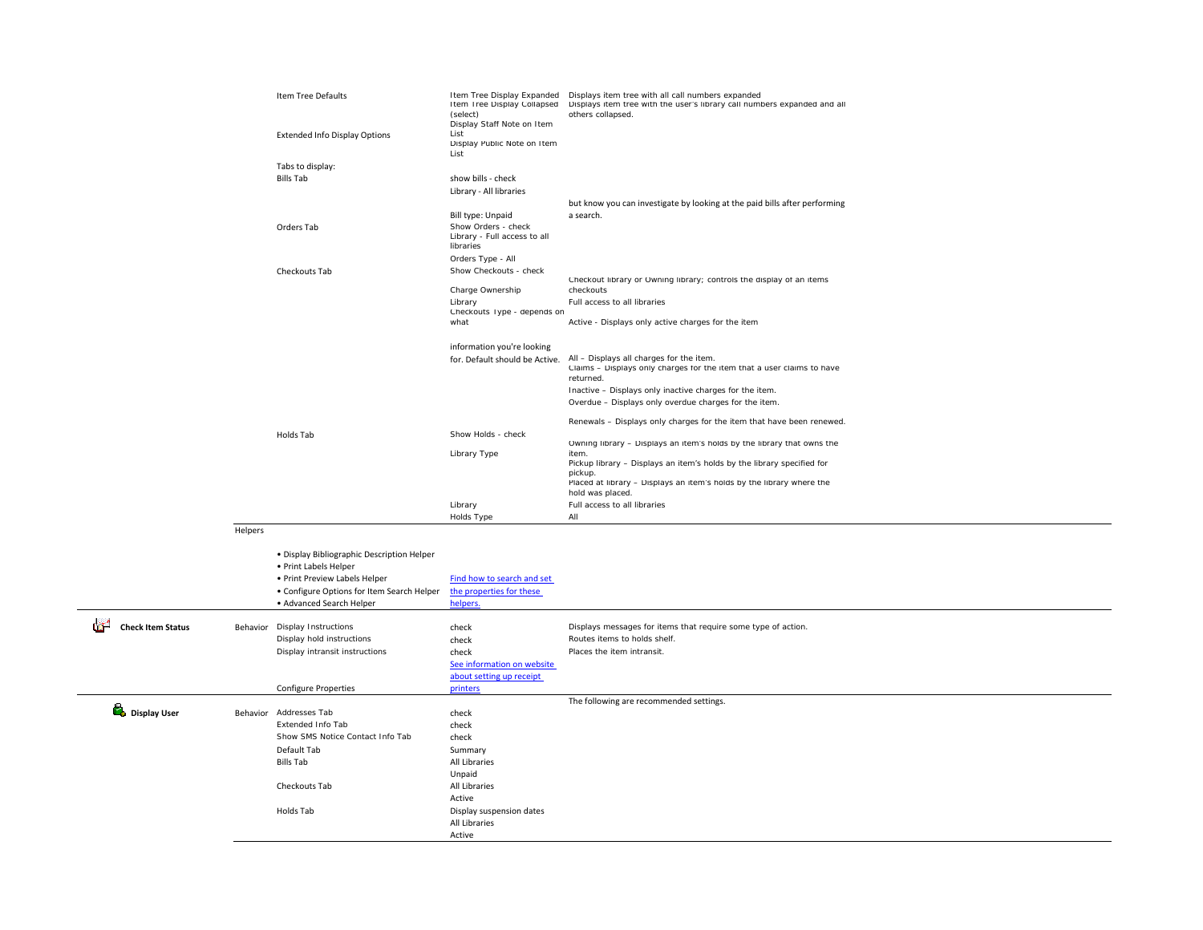| | | | | |
|---|---|---|---|---|
| | | Item Tree Defaults | Item Tree Display Expanded | Displays item tree with all call numbers expanded |
| | | | Item Tree Display Collapsed (select) | Displays item tree with the user's library call numbers expanded and all others collapsed. |
| | | Extended Info Display Options | Display Staff Note on Item List | |
| | | | Display Public Note on Item List | |
| | | Tabs to display: | | |
| | | Bills Tab | show bills - check | |
| | | | Library - All libraries | |
| | | | Bill type: Unpaid | but know you can investigate by looking at the paid bills after performing a search. |
| | | Orders Tab | Show Orders - check | |
| | | | Library - Full access to all libraries | |
| | | | Orders Type - All | |
| | | Checkouts Tab | Show Checkouts - check | |
| | | | Charge Ownership | Checkout library or Owning library; controls the display of an items checkouts |
| | | | Library | Full access to all libraries |
| | | | Checkouts Type - depends on what | Active - Displays only active charges for the item |
| | | | information you're looking for. Default should be Active. | All – Displays all charges for the item. |
| | | | | Claims – Displays only charges for the item that a user claims to have returned. |
| | | | | Inactive – Displays only inactive charges for the item. |
| | | | | Overdue – Displays only overdue charges for the item. |
| | | | | Renewals – Displays only charges for the item that have been renewed. |
| | | Holds Tab | Show Holds - check | |
| | | | Library Type | Owning library – Displays an item's holds by the library that owns the item. |
| | | | | Pickup library – Displays an item's holds by the library specified for pickup. |
| | | | | Placed at library – Displays an item's holds by the library where the hold was placed. |
| | | | Library | Full access to all libraries |
| | | | Holds Type | All |
| | Helpers | • Display Bibliographic Description Helper<br>• Print Labels Helper<br>• Print Preview Labels Helper<br>• Configure Options for Item Search Helper<br>• Advanced Search Helper | [Find how to search and set the properties for these helpers.]() | |
| **Check Item Status** | Behavior | Display Instructions | check | Displays messages for items that require some type of action. |
| | | Display hold instructions | check | Routes items to holds shelf. |
| | | Display intransit instructions | check | Places the item intransit. |
| | | Configure Properties | [See information on website about setting up receipt printers]() | |
| **Display User** | Behavior | | | The following are recommended settings. |
| | | Addresses Tab | check | |
| | | Extended Info Tab | check | |
| | | Show SMS Notice Contact Info Tab | check | |
| | | Default Tab | Summary | |
| | | Bills Tab | All Libraries | |
| | | | Unpaid | |
| | | Checkouts Tab | All Libraries | |
| | | | Active | |
| | | Holds Tab | Display suspension dates | |
| | | | All Libraries | |
| | | | Active | |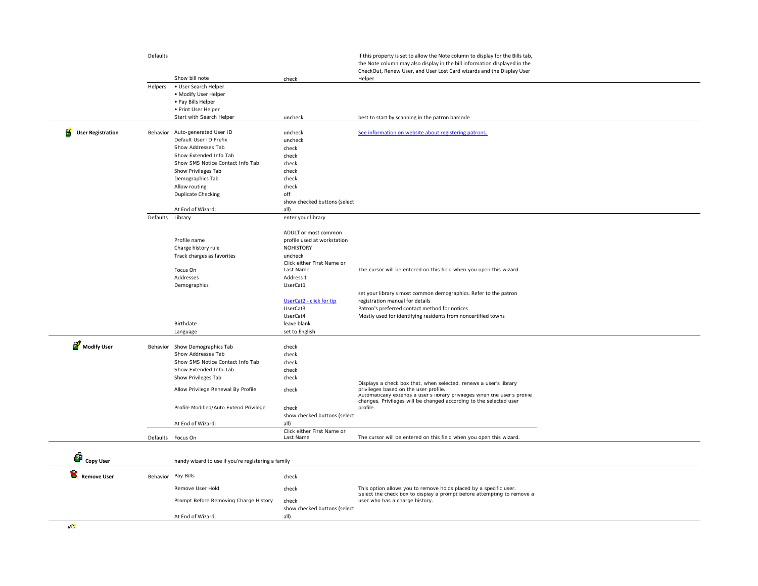| Wizard | Section | Property | Setting | Notes |
|---|---|---|---|---|
| | Defaults | Show bill note | check | If this property is set to allow the Note column to display for the Bills tab, the Note column may also display in the bill information displayed in the CheckOut, Renew User, and User Lost Card wizards and the Display User Helper. |
| | Helpers | • User Search Helper<br>• Modify User Helper<br>• Pay Bills Helper<br>• Print User Helper | | |
| | | Start with Search Helper | uncheck | best to start by scanning in the patron barcode |
| **User Registration** | Behavior | Auto-generated User ID | uncheck | See information on website about registering patrons. |
| | | Default User ID Prefix | uncheck | |
| | | Show Addresses Tab | check | |
| | | Show Extended Info Tab | check | |
| | | Show SMS Notice Contact Info Tab | check | |
| | | Show Privileges Tab | check | |
| | | Demographics Tab | check | |
| | | Allow routing | check | |
| | | Duplicate Checking | off | |
| | | At End of Wizard: | show checked buttons (select all) | |
| | Defaults | Library | enter your library | |
| | | Profile name | ADULT or most common profile used at workstation | |
| | | Charge history rule | NOHISTORY | |
| | | Track charges as favorites | uncheck | |
| | | Focus On | Click either First Name or Last Name | The cursor will be entered on this field when you open this wizard. |
| | | Addresses | Address 1 | |
| | | Demographics | UserCat1 | |
| | | | UserCat2 - click for tip | set your library's most common demographics. Refer to the patron registration manual for details |
| | | | UserCat3 | Patron's preferred contact method for notices |
| | | | UserCat4 | Mostly used for identifying residents from noncertified towns |
| | | Birthdate | leave blank | |
| | | Language | set to English | |
| **Modify User** | Behavior | Show Demographics Tab | check | |
| | | Show Addresses Tab | check | |
| | | Show SMS Notice Contact Info Tab | check | |
| | | Show Extended Info Tab | check | |
| | | Show Privileges Tab | check | |
| | | Allow Privilege Renewal By Profile | check | Displays a check box that, when selected, renews a user's library privileges based on the user profile. |
| | | Profile Modified/Auto Extend Privilege | check | Automatically extends a user's library privileges when the user's profile changes. Privileges will be changed according to the selected user profile. |
| | | At End of Wizard: | show checked buttons (select all) | |
| | Defaults | Focus On | Click either First Name or Last Name | The cursor will be entered on this field when you open this wizard. |
| **Copy User** | | handy wizard to use if you're registering a family | | |
| **Remove User** | Behavior | Pay Bills | check | |
| | | Remove User Hold | check | This option allows you to remove holds placed by a specific user. |
| | | Prompt Before Removing Charge History | check | Select the check box to display a prompt before attempting to remove a user who has a charge history. |
| | | At End of Wizard: | show checked buttons (select all) | |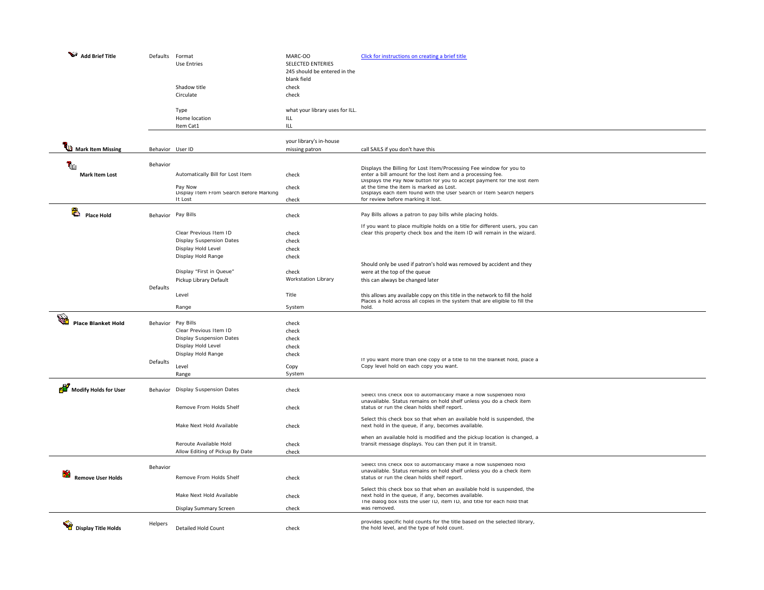| Wizard | Category | Property | Setting | Notes |
| --- | --- | --- | --- | --- |
| **Add Brief Title** | Defaults | Format | MARC-OO | Click for instructions on creating a brief title |
| | | Use Entries | SELECTED ENTERIES 245 should be entered in the blank field | |
| | | Shadow title | check | |
| | | Circulate | check | |
| | | Type | what your library uses for ILL. | |
| | | Home location | ILL | |
| | | Item Cat1 | ILL | |
| **Mark Item Missing** | Behavior | User ID | your library's in-house missing patron | call SAILS if you don't have this |
| **Mark Item Lost** | Behavior | Automatically Bill for Lost Item | check | Displays the Billing for Lost Item/Processing Fee window for you to enter a bill amount for the lost item and a processing fee. |
| | | Pay Now | check | Displays the Pay Now button for you to accept payment for the lost item at the time the item is marked as Lost. |
| | | Display Item From Search Before Marking It Lost | check | Displays each item found with the User Search or Item Search helpers for review before marking it lost. |
| **Place Hold** | Behavior | Pay Bills | check | Pay Bills allows a patron to pay bills while placing holds. |
| | | Clear Previous Item ID | check | If you want to place multiple holds on a title for different users, you can clear this property check box and the item ID will remain in the wizard. |
| | | Display Suspension Dates | check | |
| | | Display Hold Level | check | |
| | | Display Hold Range | check | |
| | | Display "First in Queue" | check | Should only be used if patron's hold was removed by accident and they were at the top of the queue |
| | | Pickup Library Default | Workstation Library | this can always be changed later |
| | Defaults | Level | Title | this allows any available copy on this title in the network to fill the hold |
| | | Range | System | Places a hold across all copies in the system that are eligible to fill the hold. |
| **Place Blanket Hold** | Behavior | Pay Bills | check | |
| | | Clear Previous Item ID | check | |
| | | Display Suspension Dates | check | |
| | | Display Hold Level | check | |
| | | Display Hold Range | check | |
| | Defaults | Level | Copy | If you want more than one copy of a title to fill the blanket hold, place a Copy level hold on each copy you want. |
| | | Range | System | |
| **Modify Holds for User** | Behavior | Display Suspension Dates | check | |
| | | Remove From Holds Shelf | check | Select this check box to automatically make a now suspended hold unavailable. Status remains on hold shelf unless you do a check item status or run the clean holds shelf report. |
| | | Make Next Hold Available | check | Select this check box so that when an available hold is suspended, the next hold in the queue, if any, becomes available. |
| | | Reroute Available Hold | check | when an available hold is modified and the pickup location is changed, a transit message displays. You can then put it in transit. |
| | | Allow Editing of Pickup By Date | check | |
| **Remove User Holds** | Behavior | Remove From Holds Shelf | check | Select this check box to automatically make a now suspended hold unavailable. Status remains on hold shelf unless you do a check item status or run the clean holds shelf report. |
| | | Make Next Hold Available | check | Select this check box so that when an available hold is suspended, the next hold in the queue, if any, becomes available. |
| | | Display Summary Screen | check | The dialog box lists the user ID, item ID, and title for each hold that was removed. |
| **Display Title Holds** | Helpers | Detailed Hold Count | check | provides specific hold counts for the title based on the selected library, the hold level, and the type of hold count. |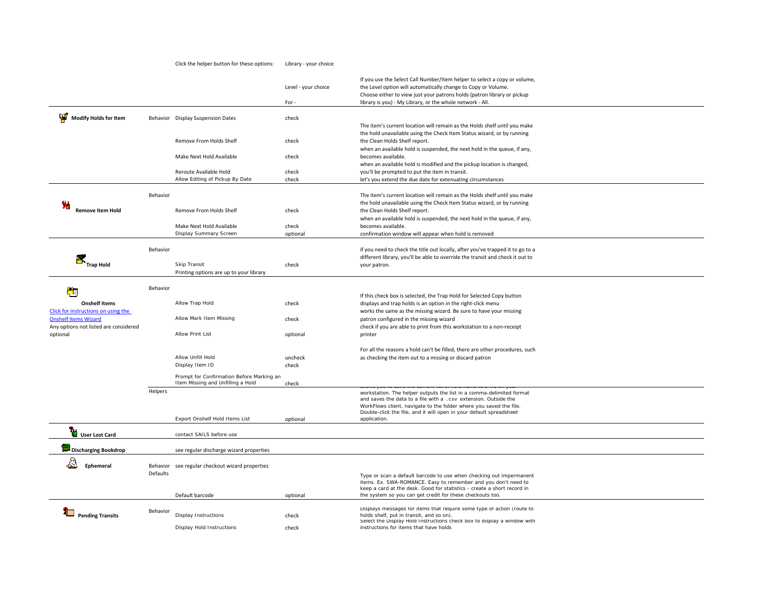| Wizard | Section | Option | Setting | Notes |
|---|---|---|---|---|
| | | Click the helper button for these options: | Library - your choice | |
| | | | Level - your choice | If you use the Select Call Number/Item helper to select a copy or volume, the Level option will automatically change to Copy or Volume. |
| | | | For - | Choose either to view just your patrons holds (patron library or pickup library is you) - My Library, or the whole network - All. |
| **Modify Holds for Item** | Behavior | Display Suspension Dates | check | |
| | | Remove From Holds Shelf | check | The item's current location will remain as the Holds shelf until you make the hold unavailable using the Check Item Status wizard, or by running the Clean Holds Shelf report. |
| | | Make Next Hold Available | check | when an available hold is suspended, the next hold in the queue, if any, becomes available. |
| | | Reroute Available Hold | check | when an available hold is modified and the pickup location is changed, you'll be prompted to put the item in transit. |
| | | Allow Editing of Pickup By Date | check | let's you extend the due date for extenuating circumstances |
| **Remove Item Hold** | Behavior | | | |
| | | Remove From Holds Shelf | check | The item's current location will remain as the Holds shelf until you make the hold unavailable using the Check Item Status wizard, or by running the Clean Holds Shelf report. |
| | | Make Next Hold Available | check | when an available hold is suspended, the next hold in the queue, if any, becomes available. |
| | | Display Summary Screen | optional | confirmation window will appear when hold is removed |
| **Trap Hold** | Behavior | | | |
| | | Skip Transit | check | if you need to check the title out locally, after you've trapped it to go to a different library, you'll be able to override the transit and check it out to your patron. |
| | | Printing options are up to your library | | |
| **Onshelf Items**<br>Click for instructions on using the Onshelf Items Wizard<br>Any options not listed are considered optional | Behavior | | | |
| | | Allow Trap Hold | check | If this check box is selected, the Trap Hold for Selected Copy button displays and trap holds is an option in the right-click menu |
| | | Allow Mark Item Missing | check | works the same as the missing wizard. Be sure to have your missing patron configured in the missing wizard |
| | | Allow Print List | optional | check if you are able to print from this workstation to a non-receipt printer |
| | | Allow Unfill Hold | uncheck | For all the reasons a hold can't be filled, there are other procedures, such as checking the item out to a missing or discard patron |
| | | Display Item ID | check | |
| | | Prompt for Confirmation Before Marking an Item Missing and Unfilling a Hold | check | |
| | Helpers | Export Onshelf Hold Items List | optional | allows you to save the current list of hold items to a file on your workstation. The helper outputs the list in a comma-delimited format and saves the data to a file with a .csv extension. Outside the WorkFlows client, navigate to the folder where you saved the file. Double-click the file, and it will open in your default spreadsheet application. |
| **User Lost Card** | | contact SAILS before use | | |
| **Discharging Bookdrop** | | see regular discharge wizard properties | | |
| **Ephemeral** | Behavior | see regular checkout wizard properties | | |
| | Defaults | Default barcode | optional | Type or scan a default barcode to use when checking out impermanent items. Ex. SWA-ROMANCE. Easy to remember and you don't need to keep a card at the desk. Good for statistics - create a short record in the system so you can get credit for these checkouts too. |
| **Pending Transits** | Behavior | Display Instructions | check | Displays messages for items that require some type of action (route to holds shelf, put in transit, and so on). |
| | | Display Hold Instructions | check | Select the Display Hold Instructions check box to display a window with instructions for items that have holds |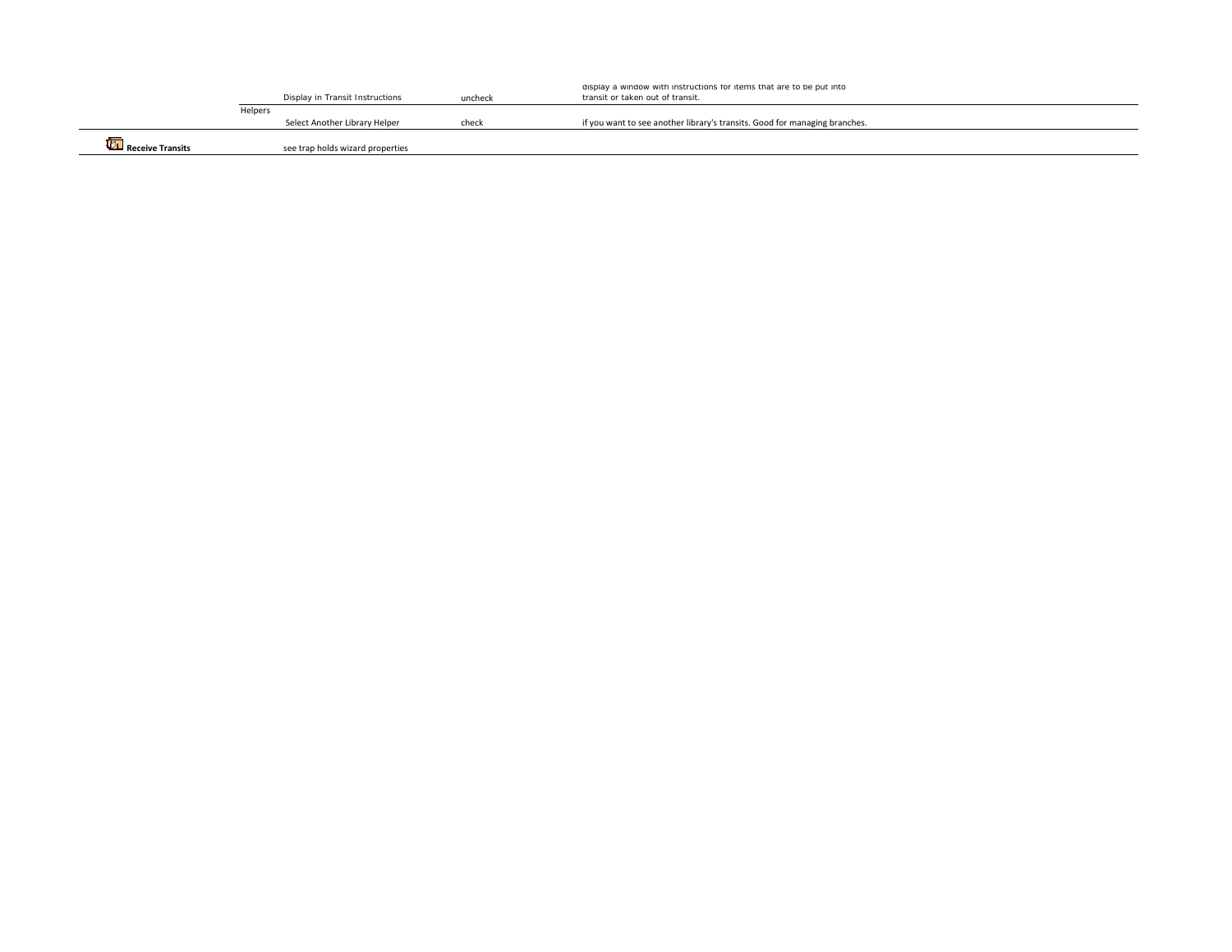| | | | | |
|---|---|---|---|---|
| | | Display in Transit Instructions | uncheck | display a window with instructions for items that are to be put into transit or taken out of transit. |
| | Helpers | | | |
| | | Select Another Library Helper | check | if you want to see another library's transits. Good for managing branches. |
| **Receive Transits** | | see trap holds wizard properties | | |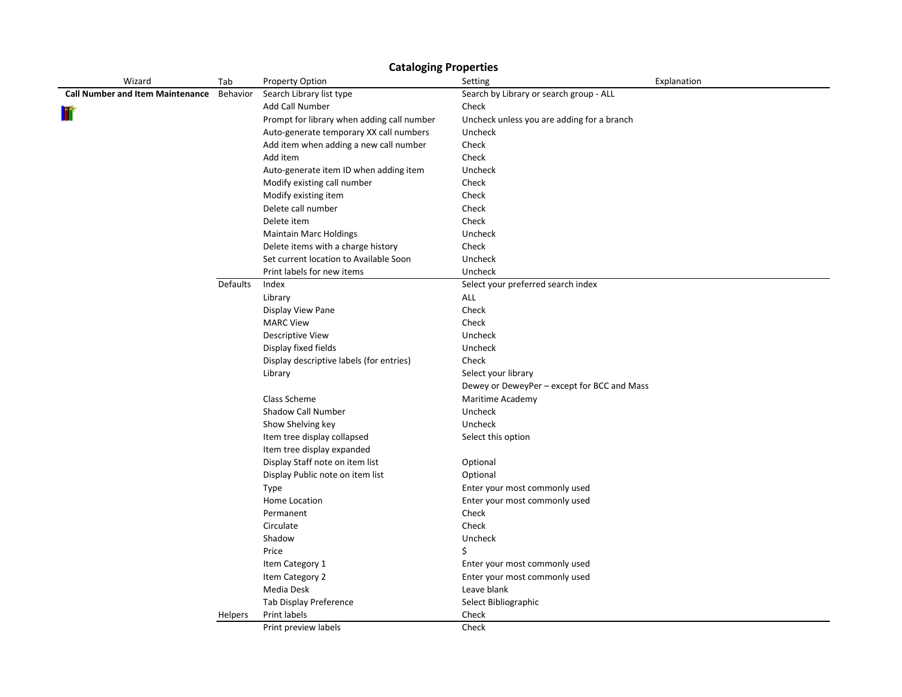# Cataloging Properties

| Wizard | Tab | Property Option | Setting | Explanation |
|---|---|---|---|---|
| **Call Number and Item Maintenance** | Behavior | Search Library list type | Search by Library or search group - ALL | |
| | | Add Call Number | Check | |
| | | Prompt for library when adding call number | Uncheck unless you are adding for a branch | |
| | | Auto-generate temporary XX call numbers | Uncheck | |
| | | Add item when adding a new call number | Check | |
| | | Add item | Check | |
| | | Auto-generate item ID when adding item | Uncheck | |
| | | Modify existing call number | Check | |
| | | Modify existing item | Check | |
| | | Delete call number | Check | |
| | | Delete item | Check | |
| | | Maintain Marc Holdings | Uncheck | |
| | | Delete items with a charge history | Check | |
| | | Set current location to Available Soon | Uncheck | |
| | | Print labels for new items | Uncheck | |
| | Defaults | Index | Select your preferred search index | |
| | | Library | ALL | |
| | | Display View Pane | Check | |
| | | MARC View | Check | |
| | | Descriptive View | Uncheck | |
| | | Display fixed fields | Uncheck | |
| | | Display descriptive labels (for entries) | Check | |
| | | Library | Select your library | |
| | | Class Scheme | Dewey or DeweyPer – except for BCC and Mass Maritime Academy | |
| | | Shadow Call Number | Uncheck | |
| | | Show Shelving key | Uncheck | |
| | | Item tree display collapsed | Select this option | |
| | | Item tree display expanded | | |
| | | Display Staff note on item list | Optional | |
| | | Display Public note on item list | Optional | |
| | | Type | Enter your most commonly used | |
| | | Home Location | Enter your most commonly used | |
| | | Permanent | Check | |
| | | Circulate | Check | |
| | | Shadow | Uncheck | |
| | | Price | $ | |
| | | Item Category 1 | Enter your most commonly used | |
| | | Item Category 2 | Enter your most commonly used | |
| | | Media Desk | Leave blank | |
| | | Tab Display Preference | Select Bibliographic | |
| | Helpers | Print labels | Check | |
| | | Print preview labels | Check | |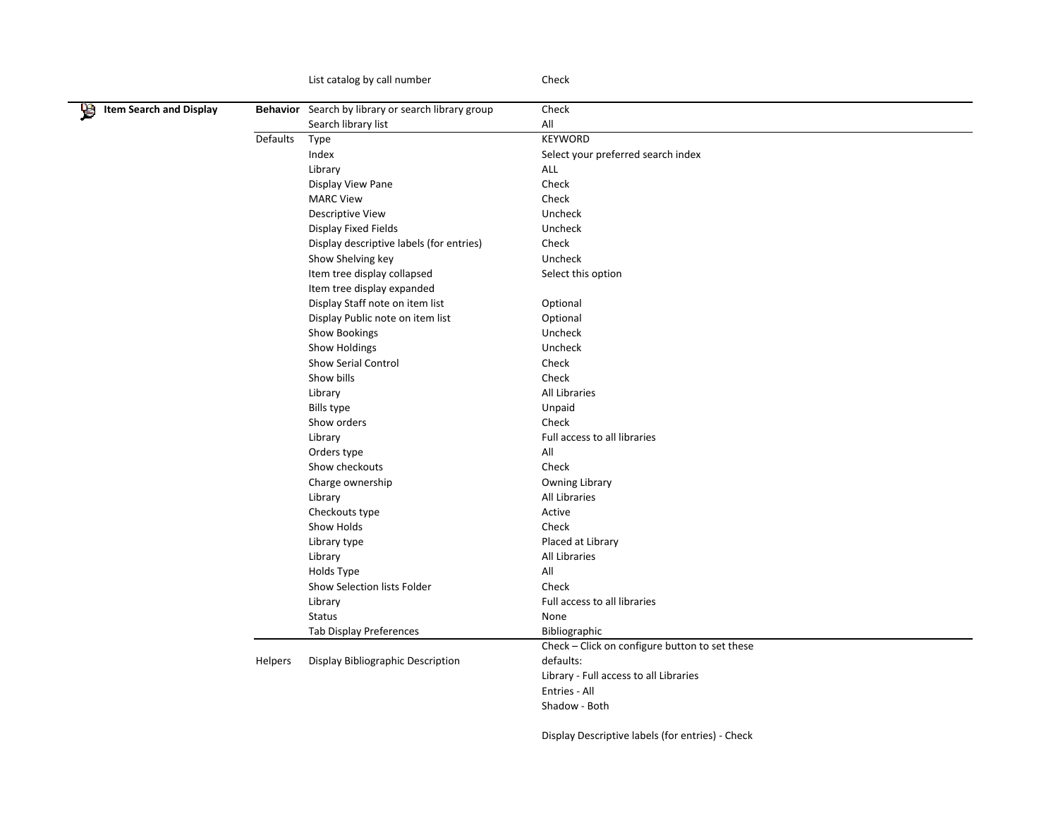| | | | |
|---|---|---|---|
| | | List catalog by call number | Check |
| **Item Search and Display** | **Behavior** | Search by library or search library group | Check |
| | | Search library list | All |
| | Defaults | Type | KEYWORD |
| | | Index | Select your preferred search index |
| | | Library | ALL |
| | | Display View Pane | Check |
| | | MARC View | Check |
| | | Descriptive View | Uncheck |
| | | Display Fixed Fields | Uncheck |
| | | Display descriptive labels (for entries) | Check |
| | | Show Shelving key | Uncheck |
| | | Item tree display collapsed | Select this option |
| | | Item tree display expanded | |
| | | Display Staff note on item list | Optional |
| | | Display Public note on item list | Optional |
| | | Show Bookings | Uncheck |
| | | Show Holdings | Uncheck |
| | | Show Serial Control | Check |
| | | Show bills | Check |
| | | Library | All Libraries |
| | | Bills type | Unpaid |
| | | Show orders | Check |
| | | Library | Full access to all libraries |
| | | Orders type | All |
| | | Show checkouts | Check |
| | | Charge ownership | Owning Library |
| | | Library | All Libraries |
| | | Checkouts type | Active |
| | | Show Holds | Check |
| | | Library type | Placed at Library |
| | | Library | All Libraries |
| | | Holds Type | All |
| | | Show Selection lists Folder | Check |
| | | Library | Full access to all libraries |
| | | Status | None |
| | | Tab Display Preferences | Bibliographic |
| | Helpers | Display Bibliographic Description | Check – Click on configure button to set these defaults:<br>Library - Full access to all Libraries<br>Entries - All<br>Shadow - Both<br><br>Display Descriptive labels (for entries) - Check |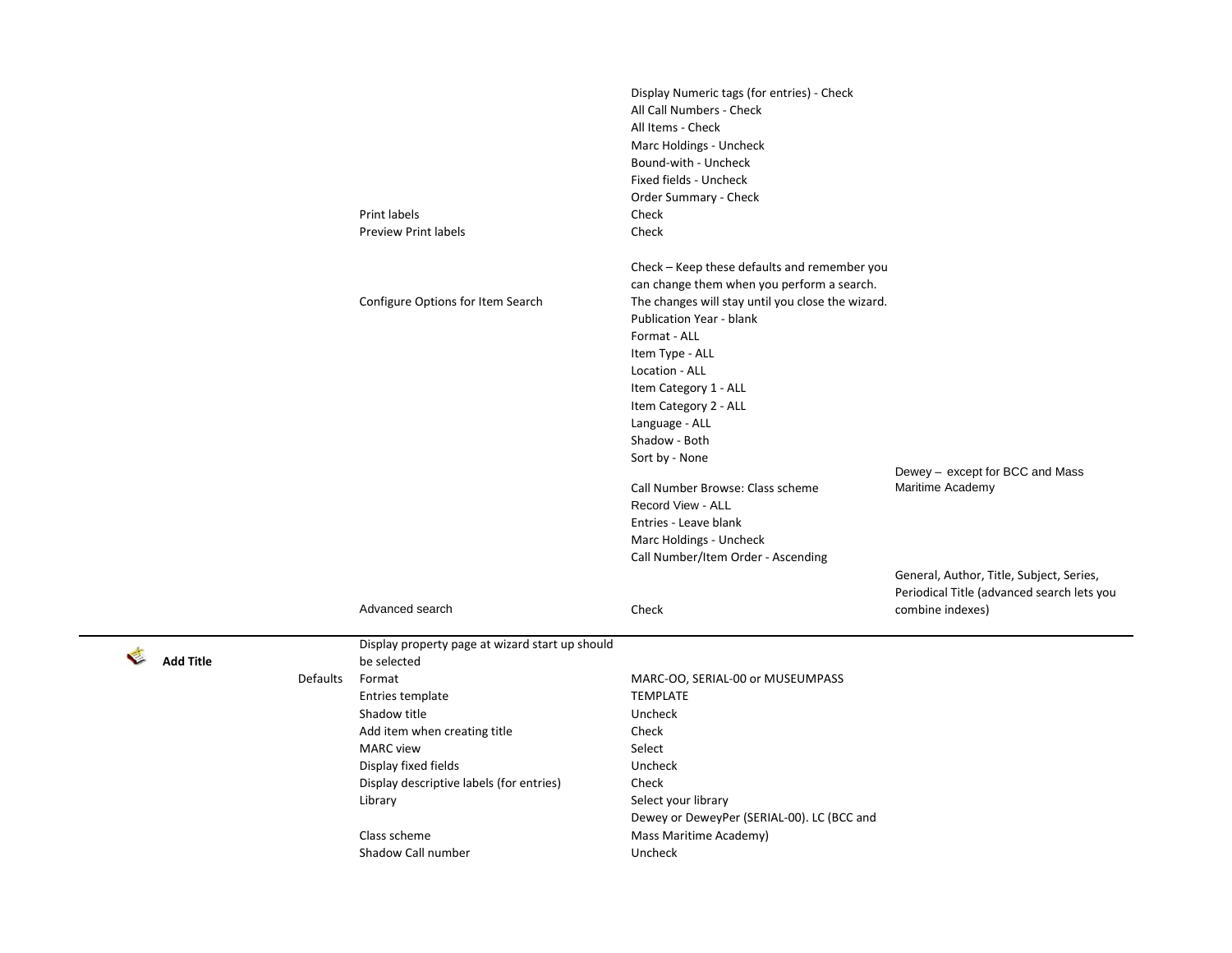| | | | | |
|---|---|---|---|---|
| | | | Display Numeric tags (for entries) - Check<br>All Call Numbers - Check<br>All Items - Check<br>Marc Holdings - Uncheck<br>Bound-with - Uncheck<br>Fixed fields - Uncheck<br>Order Summary - Check | |
| | | Print labels | Check | |
| | | Preview Print labels | Check | |
| | | Configure Options for Item Search | Check – Keep these defaults and remember you can change them when you perform a search. The changes will stay until you close the wizard.<br>Publication Year - blank<br>Format - ALL<br>Item Type - ALL<br>Location - ALL<br>Item Category 1 - ALL<br>Item Category 2 - ALL<br>Language - ALL<br>Shadow - Both<br>Sort by - None | |
| | | | Call Number Browse: Class scheme | Dewey – except for BCC and Mass Maritime Academy |
| | | | Record View - ALL<br>Entries - Leave blank<br>Marc Holdings - Uncheck<br>Call Number/Item Order - Ascending | |
| | | Advanced search | Check | General, Author, Title, Subject, Series, Periodical Title (advanced search lets you combine indexes) |
| **Add Title** | | Display property page at wizard start up should be selected | | |
| | Defaults | Format | MARC-OO, SERIAL-00 or MUSEUMPASS | |
| | | Entries template | TEMPLATE | |
| | | Shadow title | Uncheck | |
| | | Add item when creating title | Check | |
| | | MARC view | Select | |
| | | Display fixed fields | Uncheck | |
| | | Display descriptive labels (for entries) | Check | |
| | | Library | Select your library | |
| | | Class scheme | Dewey or DeweyPer (SERIAL-00). LC (BCC and Mass Maritime Academy) | |
| | | Shadow Call number | Uncheck | |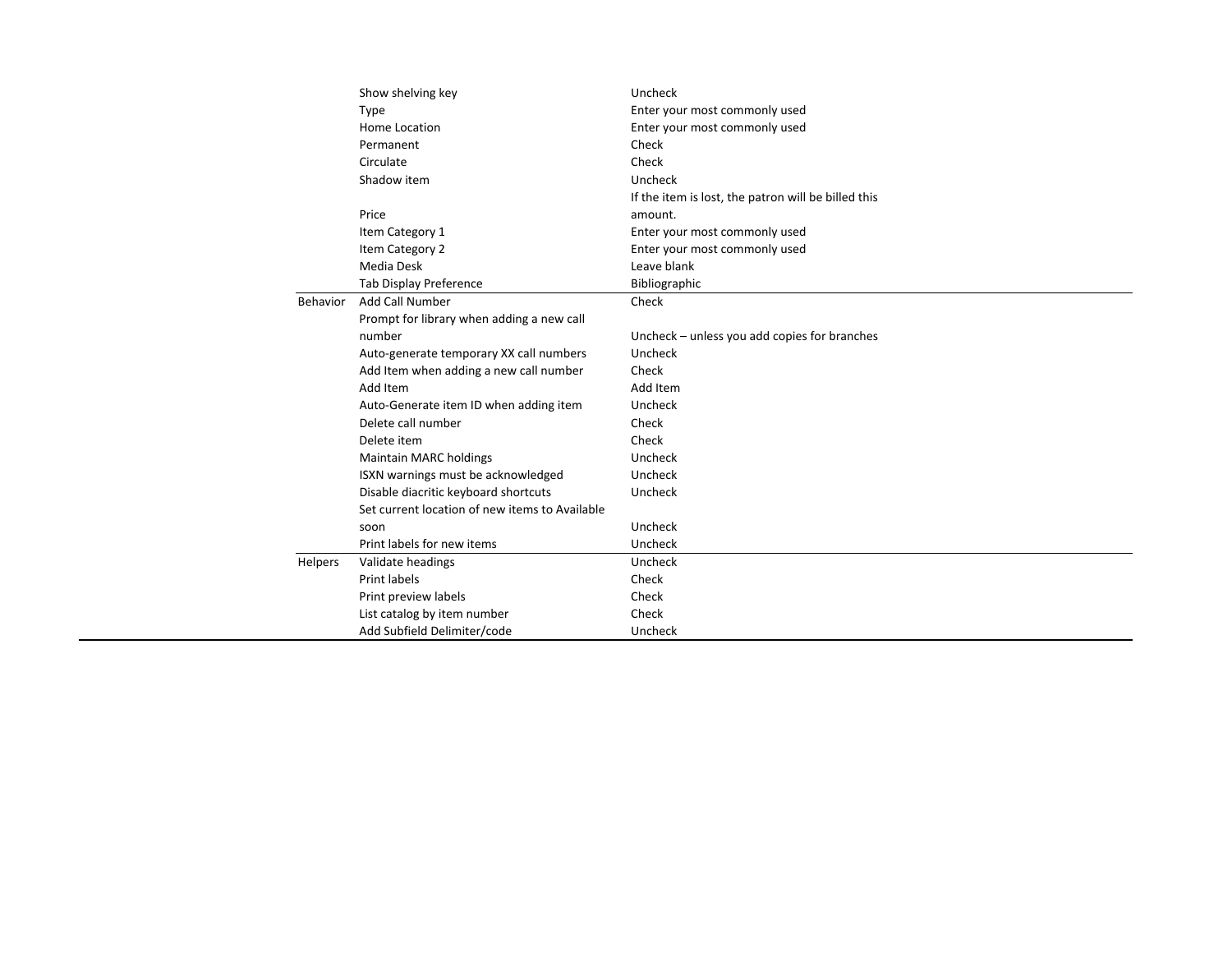| | | |
|---|---|---|
| | Show shelving key | Uncheck |
| | Type | Enter your most commonly used |
| | Home Location | Enter your most commonly used |
| | Permanent | Check |
| | Circulate | Check |
| | Shadow item | Uncheck |
| | Price | If the item is lost, the patron will be billed this amount. |
| | Item Category 1 | Enter your most commonly used |
| | Item Category 2 | Enter your most commonly used |
| | Media Desk | Leave blank |
| | Tab Display Preference | Bibliographic |
| Behavior | Add Call Number | Check |
| | Prompt for library when adding a new call number | Uncheck – unless you add copies for branches |
| | Auto-generate temporary XX call numbers | Uncheck |
| | Add Item when adding a new call number | Check |
| | Add Item | Add Item |
| | Auto-Generate item ID when adding item | Uncheck |
| | Delete call number | Check |
| | Delete item | Check |
| | Maintain MARC holdings | Uncheck |
| | ISXN warnings must be acknowledged | Uncheck |
| | Disable diacritic keyboard shortcuts | Uncheck |
| | Set current location of new items to Available soon | Uncheck |
| | Print labels for new items | Uncheck |
| Helpers | Validate headings | Uncheck |
| | Print labels | Check |
| | Print preview labels | Check |
| | List catalog by item number | Check |
| | Add Subfield Delimiter/code | Uncheck |